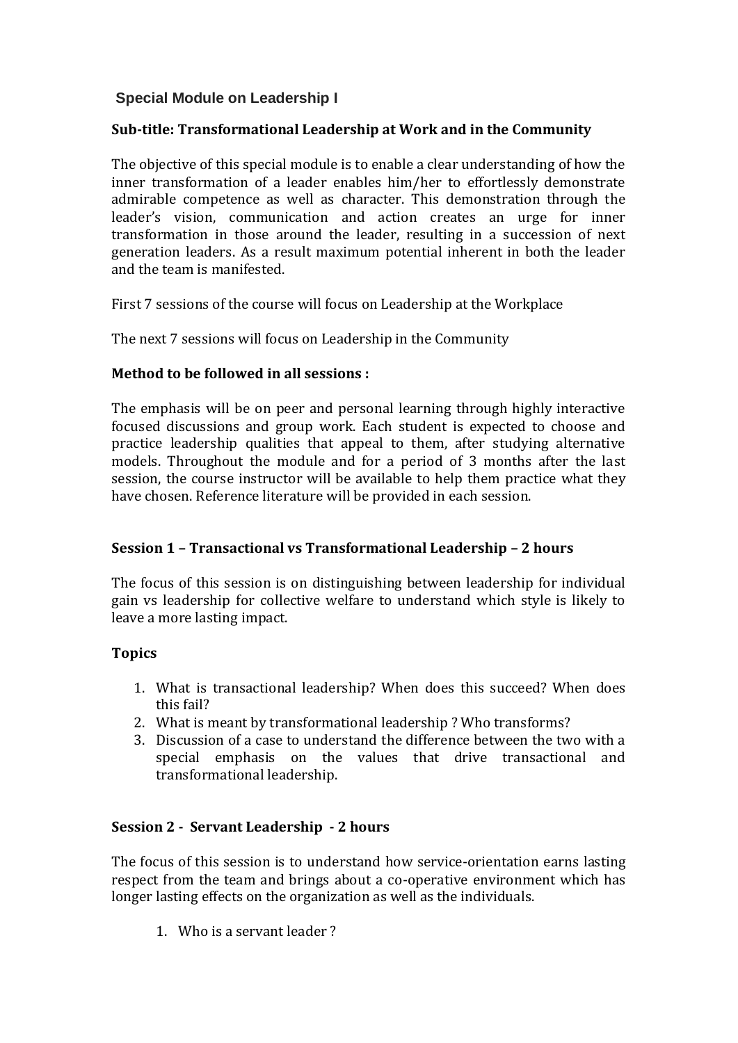# Special Module on Leadership I

**Sub-title: Transformational Leadership at Work and in the Community**

The objective of this special module is to enable a clear understanding of how the inner transformation of a leader enables him/her to effortlessly demonstrate admirable competence as well as character. This demonstration through the leader's vision, communication and action creates an urge for inner transformation in those around the leader, resulting in a succession of next generation leaders. As a result maximum potential inherent in both the leader and the team is manifested.

First 7 sessions of the course will focus on Leadership at the Workplace

The next 7 sessions will focus on Leadership in the Community

**Method to be followed in all sessions :**

The emphasis will be on peer and personal learning through highly interactive focused discussions and group work. Each student is expected to choose and practice leadership qualities that appeal to them, after studying alternative models. Throughout the module and for a period of 3 months after the last session, the course instructor will be available to help them practice what they have chosen. Reference literature will be provided in each session.

**Session 1 – Transactional vs Transformational Leadership – 2 hours**

The focus of this session is on distinguishing between leadership for individual gain vs leadership for collective welfare to understand which style is likely to leave a more lasting impact.

**Topics**

1. What is transactional leadership? When does this succeed? When does this fail?
2. What is meant by transformational leadership ? Who transforms?
3. Discussion of a case to understand the difference between the two with a special emphasis on the values that drive transactional and transformational leadership.

**Session 2 - Servant Leadership - 2 hours**

The focus of this session is to understand how service-orientation earns lasting respect from the team and brings about a co-operative environment which has longer lasting effects on the organization as well as the individuals.

1. Who is a servant leader ?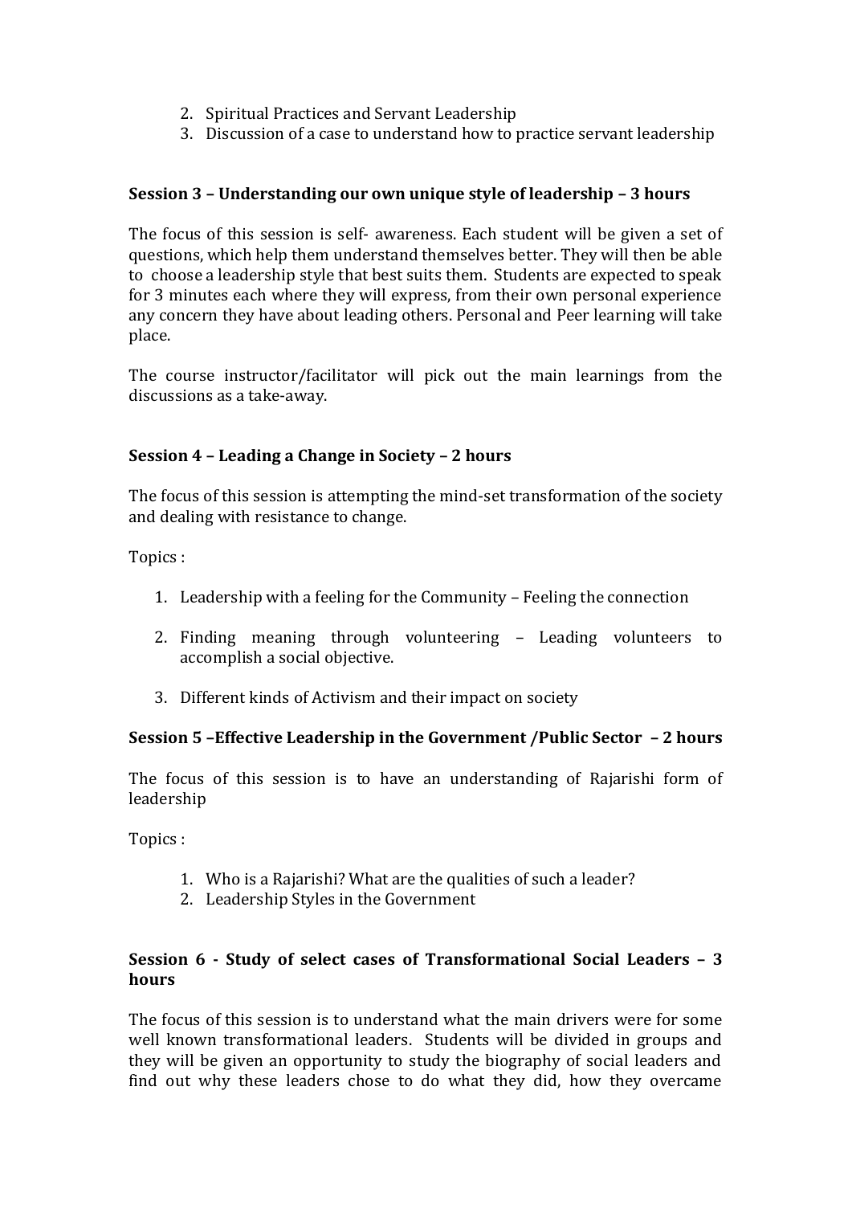2. Spiritual Practices and Servant Leadership
3. Discussion of a case to understand how to practice servant leadership

**Session 3 – Understanding our own unique style of leadership – 3 hours**

The focus of this session is self- awareness. Each student will be given a set of questions, which help them understand themselves better. They will then be able to choose a leadership style that best suits them. Students are expected to speak for 3 minutes each where they will express, from their own personal experience any concern they have about leading others. Personal and Peer learning will take place.

The course instructor/facilitator will pick out the main learnings from the discussions as a take-away.

**Session 4 – Leading a Change in Society – 2 hours**

The focus of this session is attempting the mind-set transformation of the society and dealing with resistance to change.

Topics :

1. Leadership with a feeling for the Community – Feeling the connection

2. Finding meaning through volunteering – Leading volunteers to accomplish a social objective.

3. Different kinds of Activism and their impact on society

**Session 5 –Effective Leadership in the Government /Public Sector – 2 hours**

The focus of this session is to have an understanding of Rajarishi form of leadership

Topics :

1. Who is a Rajarishi? What are the qualities of such a leader?
2. Leadership Styles in the Government

**Session 6 - Study of select cases of Transformational Social Leaders – 3 hours**

The focus of this session is to understand what the main drivers were for some well known transformational leaders. Students will be divided in groups and they will be given an opportunity to study the biography of social leaders and find out why these leaders chose to do what they did, how they overcame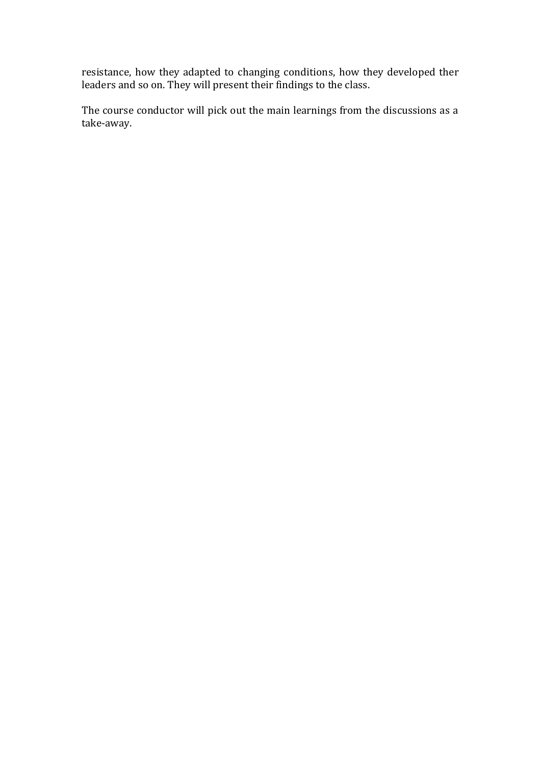resistance, how they adapted to changing conditions, how they developed ther leaders and so on. They will present their findings to the class.

The course conductor will pick out the main learnings from the discussions as a take-away.